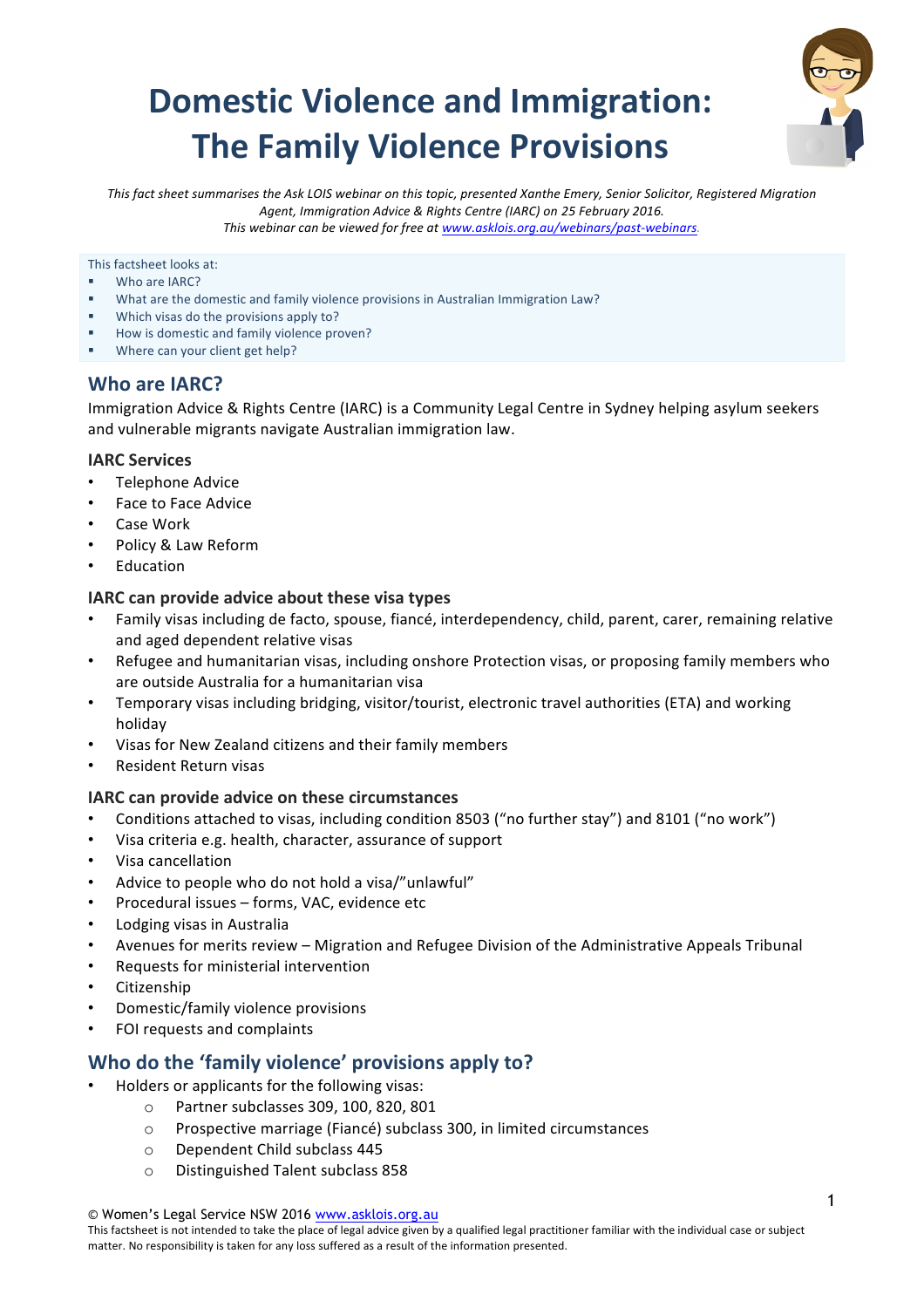# Domestic Violence and Immigration: The Family Violence Provisions

*This fact sheet summarises the Ask LOIS webinar on this topic, presented Xanthe Emery, Senior Solicitor, Registered Migration Agent, Immigration Advice & Rights Centre (IARC) on 25 February 2016.*
*This webinar can be viewed for free at [www.asklois.org.au/webinars/past-webinars](www.asklois.org.au/webinars/past-webinars).*

This factsheet looks at:

- Who are IARC?
- What are the domestic and family violence provisions in Australian Immigration Law?
- Which visas do the provisions apply to?
- How is domestic and family violence proven?
- Where can your client get help?

## Who are IARC?

Immigration Advice & Rights Centre (IARC) is a Community Legal Centre in Sydney helping asylum seekers and vulnerable migrants navigate Australian immigration law.

### IARC Services

- Telephone Advice
- Face to Face Advice
- Case Work
- Policy & Law Reform
- Education

### IARC can provide advice about these visa types

- Family visas including de facto, spouse, fiancé, interdependency, child, parent, carer, remaining relative and aged dependent relative visas
- Refugee and humanitarian visas, including onshore Protection visas, or proposing family members who are outside Australia for a humanitarian visa
- Temporary visas including bridging, visitor/tourist, electronic travel authorities (ETA) and working holiday
- Visas for New Zealand citizens and their family members
- Resident Return visas

### IARC can provide advice on these circumstances

- Conditions attached to visas, including condition 8503 ("no further stay") and 8101 ("no work")
- Visa criteria e.g. health, character, assurance of support
- Visa cancellation
- Advice to people who do not hold a visa/"unlawful"
- Procedural issues – forms, VAC, evidence etc
- Lodging visas in Australia
- Avenues for merits review – Migration and Refugee Division of the Administrative Appeals Tribunal
- Requests for ministerial intervention
- Citizenship
- Domestic/family violence provisions
- FOI requests and complaints

## Who do the 'family violence' provisions apply to?

- Holders or applicants for the following visas:
  - Partner subclasses 309, 100, 820, 801
  - Prospective marriage (Fiancé) subclass 300, in limited circumstances
  - Dependent Child subclass 445
  - Distinguished Talent subclass 858

© Women's Legal Service NSW 2016 [www.asklois.org.au](www.asklois.org.au)
This factsheet is not intended to take the place of legal advice given by a qualified legal practitioner familiar with the individual case or subject matter. No responsibility is taken for any loss suffered as a result of the information presented.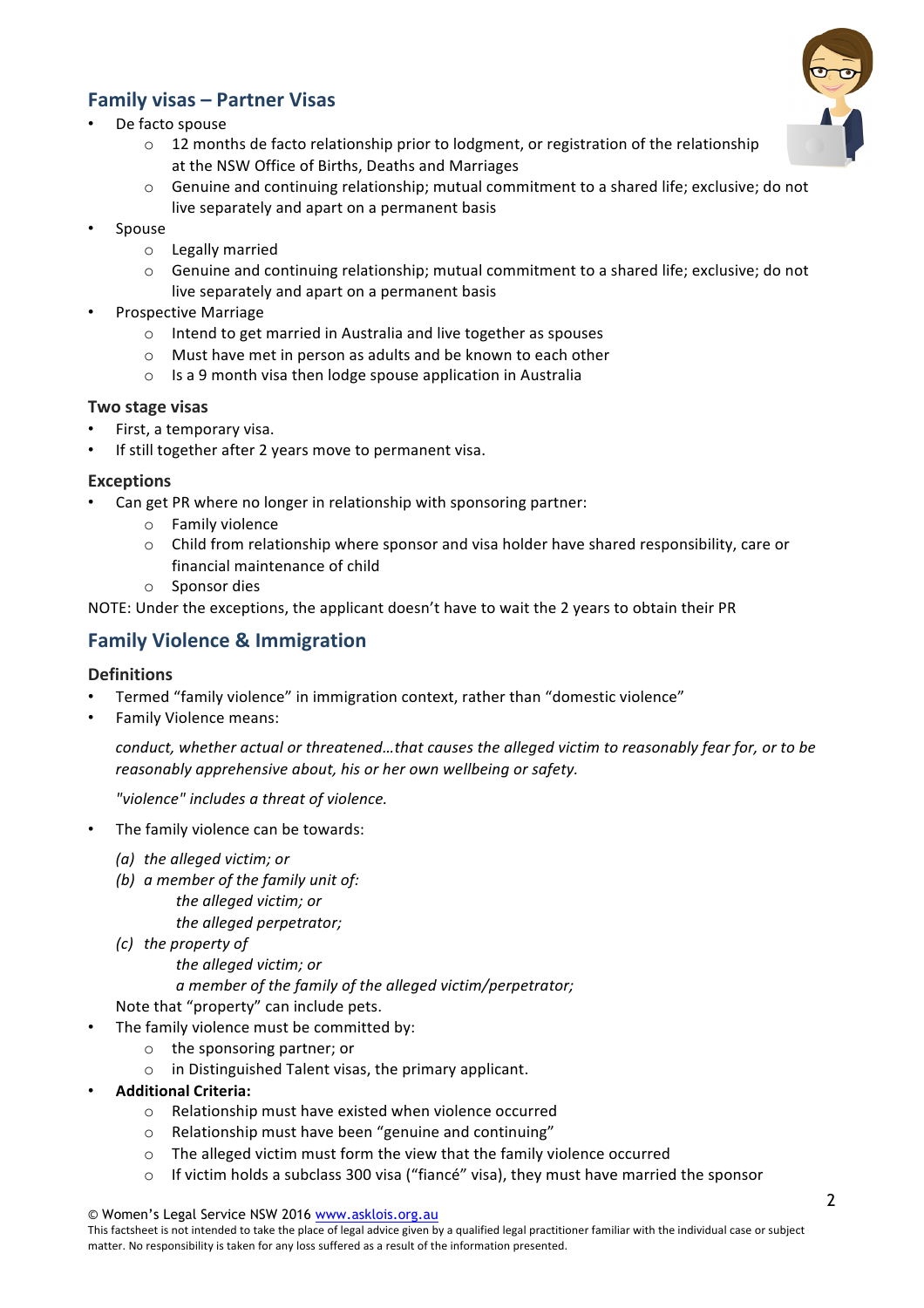## Family visas – Partner Visas

- De facto spouse
  - 12 months de facto relationship prior to lodgment, or registration of the relationship at the NSW Office of Births, Deaths and Marriages
  - Genuine and continuing relationship; mutual commitment to a shared life; exclusive; do not live separately and apart on a permanent basis
- Spouse
  - Legally married
  - Genuine and continuing relationship; mutual commitment to a shared life; exclusive; do not live separately and apart on a permanent basis
- Prospective Marriage
  - Intend to get married in Australia and live together as spouses
  - Must have met in person as adults and be known to each other
  - Is a 9 month visa then lodge spouse application in Australia

### Two stage visas

- First, a temporary visa.
- If still together after 2 years move to permanent visa.

### Exceptions

- Can get PR where no longer in relationship with sponsoring partner:
  - Family violence
  - Child from relationship where sponsor and visa holder have shared responsibility, care or financial maintenance of child
  - Sponsor dies

NOTE: Under the exceptions, the applicant doesn't have to wait the 2 years to obtain their PR

## Family Violence & Immigration

### Definitions

- Termed "family violence" in immigration context, rather than "domestic violence"
- Family Violence means:

  *conduct, whether actual or threatened…that causes the alleged victim to reasonably fear for, or to be reasonably apprehensive about, his or her own wellbeing or safety.*

  *"violence" includes a threat of violence.*

- The family violence can be towards:

  *(a) the alleged victim; or*
  *(b) a member of the family unit of:*
  *the alleged victim; or*
  *the alleged perpetrator;*
  *(c) the property of*
  *the alleged victim; or*
  *a member of the family of the alleged victim/perpetrator;*

  Note that "property" can include pets.
- The family violence must be committed by:
  - the sponsoring partner; or
  - in Distinguished Talent visas, the primary applicant.
- **Additional Criteria:**
  - Relationship must have existed when violence occurred
  - Relationship must have been "genuine and continuing"
  - The alleged victim must form the view that the family violence occurred
  - If victim holds a subclass 300 visa ("fiancé" visa), they must have married the sponsor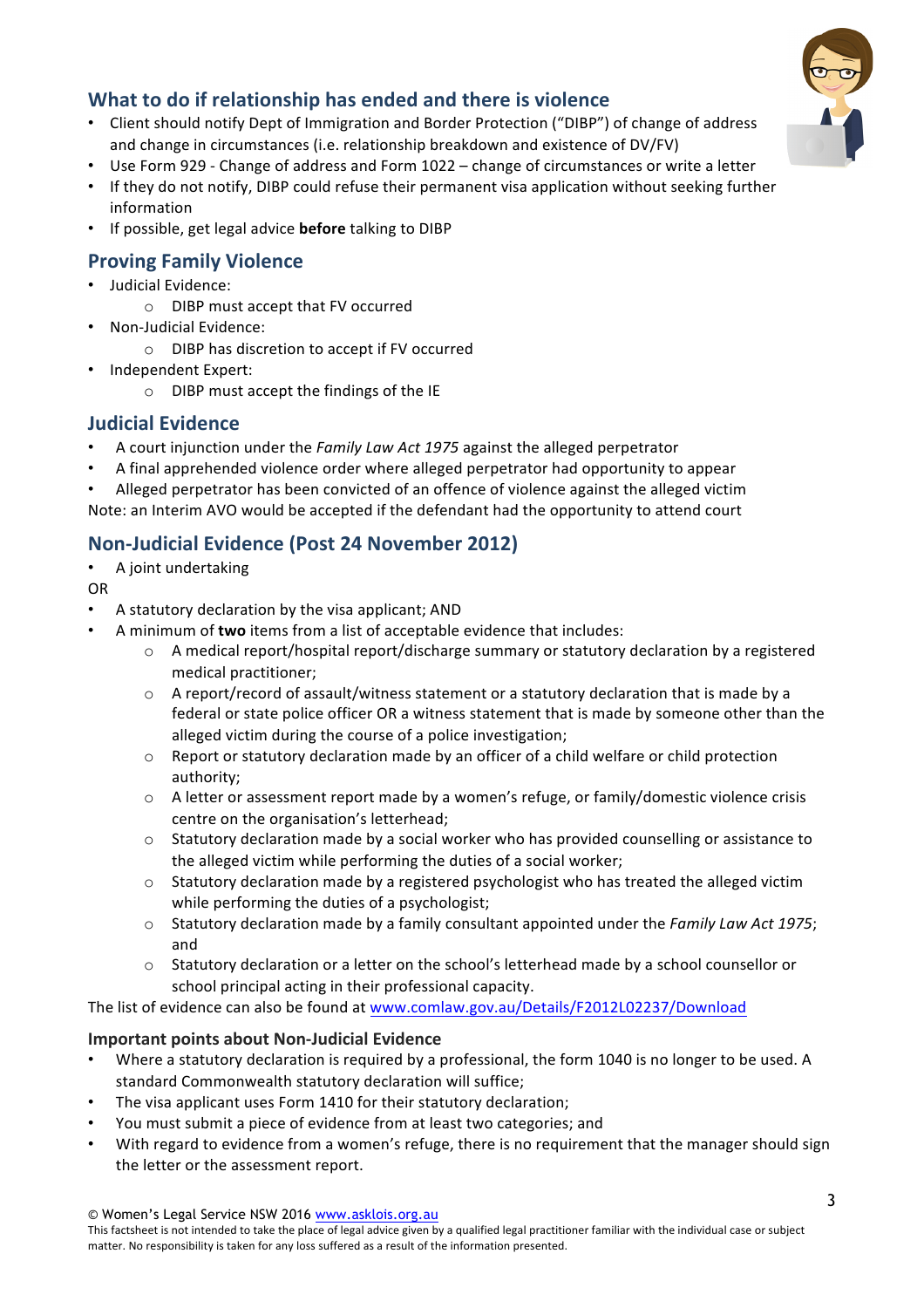## What to do if relationship has ended and there is violence

- Client should notify Dept of Immigration and Border Protection ("DIBP") of change of address and change in circumstances (i.e. relationship breakdown and existence of DV/FV)
- Use Form 929 - Change of address and Form 1022 – change of circumstances or write a letter
- If they do not notify, DIBP could refuse their permanent visa application without seeking further information
- If possible, get legal advice **before** talking to DIBP

## Proving Family Violence

- Judicial Evidence:
  - DIBP must accept that FV occurred
- Non-Judicial Evidence:
  - DIBP has discretion to accept if FV occurred
- Independent Expert:
  - DIBP must accept the findings of the IE

## Judicial Evidence

- A court injunction under the *Family Law Act 1975* against the alleged perpetrator
- A final apprehended violence order where alleged perpetrator had opportunity to appear
- Alleged perpetrator has been convicted of an offence of violence against the alleged victim

Note: an Interim AVO would be accepted if the defendant had the opportunity to attend court

## Non-Judicial Evidence (Post 24 November 2012)

- A joint undertaking

OR

- A statutory declaration by the visa applicant; AND
- A minimum of **two** items from a list of acceptable evidence that includes:
  - A medical report/hospital report/discharge summary or statutory declaration by a registered medical practitioner;
  - A report/record of assault/witness statement or a statutory declaration that is made by a federal or state police officer OR a witness statement that is made by someone other than the alleged victim during the course of a police investigation;
  - Report or statutory declaration made by an officer of a child welfare or child protection authority;
  - A letter or assessment report made by a women's refuge, or family/domestic violence crisis centre on the organisation's letterhead;
  - Statutory declaration made by a social worker who has provided counselling or assistance to the alleged victim while performing the duties of a social worker;
  - Statutory declaration made by a registered psychologist who has treated the alleged victim while performing the duties of a psychologist;
  - Statutory declaration made by a family consultant appointed under the *Family Law Act 1975*; and
  - Statutory declaration or a letter on the school's letterhead made by a school counsellor or school principal acting in their professional capacity.

The list of evidence can also be found at www.comlaw.gov.au/Details/F2012L02237/Download

### Important points about Non-Judicial Evidence

- Where a statutory declaration is required by a professional, the form 1040 is no longer to be used. A standard Commonwealth statutory declaration will suffice;
- The visa applicant uses Form 1410 for their statutory declaration;
- You must submit a piece of evidence from at least two categories; and
- With regard to evidence from a women's refuge, there is no requirement that the manager should sign the letter or the assessment report.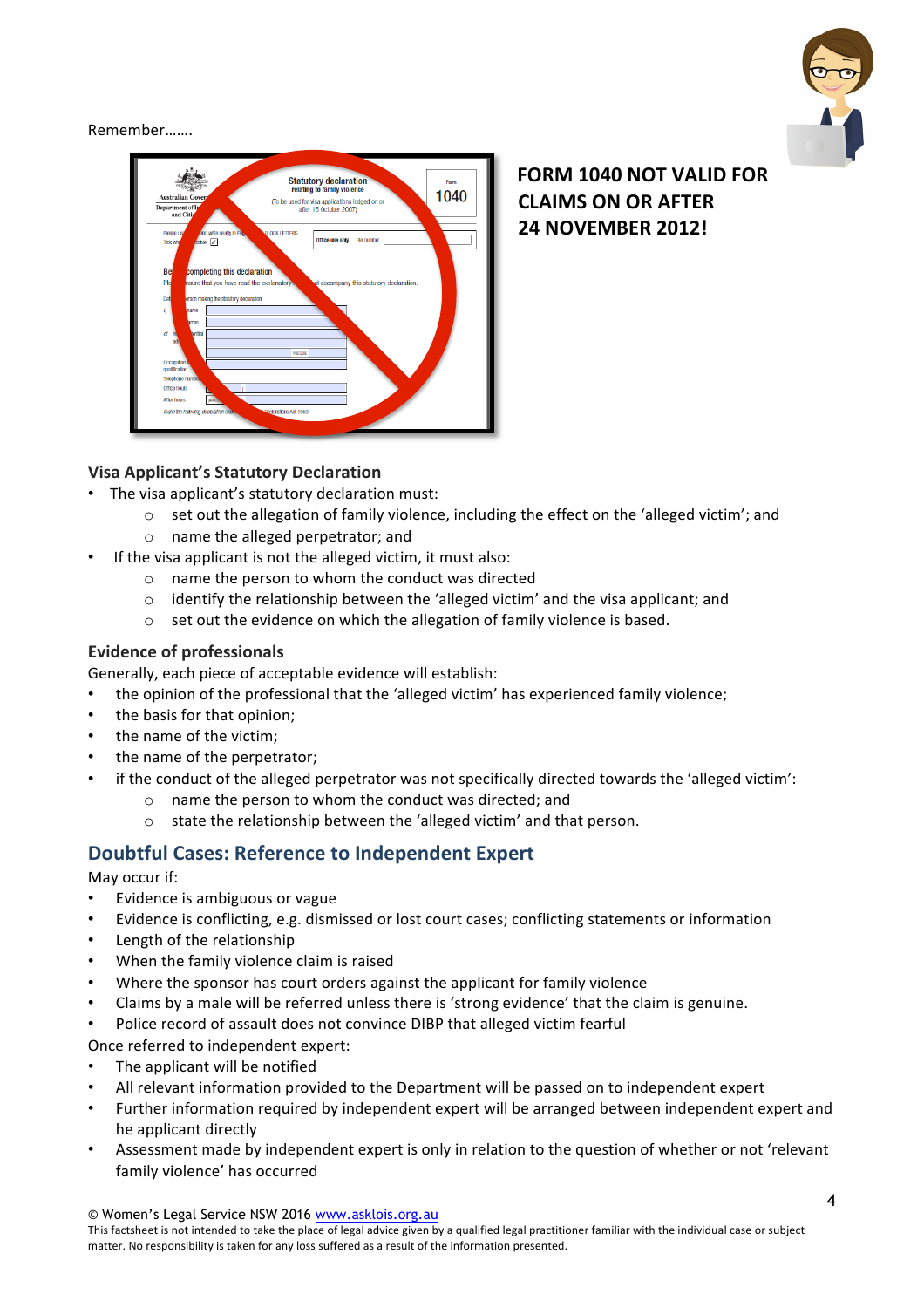Remember…….

**FORM 1040 NOT VALID FOR CLAIMS ON OR AFTER 24 NOVEMBER 2012!**

### Visa Applicant's Statutory Declaration

- The visa applicant's statutory declaration must:
  - set out the allegation of family violence, including the effect on the 'alleged victim'; and
  - name the alleged perpetrator; and
- If the visa applicant is not the alleged victim, it must also:
  - name the person to whom the conduct was directed
  - identify the relationship between the 'alleged victim' and the visa applicant; and
  - set out the evidence on which the allegation of family violence is based.

### Evidence of professionals

Generally, each piece of acceptable evidence will establish:

- the opinion of the professional that the 'alleged victim' has experienced family violence;
- the basis for that opinion;
- the name of the victim;
- the name of the perpetrator;
- if the conduct of the alleged perpetrator was not specifically directed towards the 'alleged victim':
  - name the person to whom the conduct was directed; and
  - state the relationship between the 'alleged victim' and that person.

## Doubtful Cases: Reference to Independent Expert

May occur if:

- Evidence is ambiguous or vague
- Evidence is conflicting, e.g. dismissed or lost court cases; conflicting statements or information
- Length of the relationship
- When the family violence claim is raised
- Where the sponsor has court orders against the applicant for family violence
- Claims by a male will be referred unless there is 'strong evidence' that the claim is genuine.
- Police record of assault does not convince DIBP that alleged victim fearful

Once referred to independent expert:

- The applicant will be notified
- All relevant information provided to the Department will be passed on to independent expert
- Further information required by independent expert will be arranged between independent expert and he applicant directly
- Assessment made by independent expert is only in relation to the question of whether or not 'relevant family violence' has occurred

© Women's Legal Service NSW 2016 www.asklois.org.au
This factsheet is not intended to take the place of legal advice given by a qualified legal practitioner familiar with the individual case or subject matter. No responsibility is taken for any loss suffered as a result of the information presented.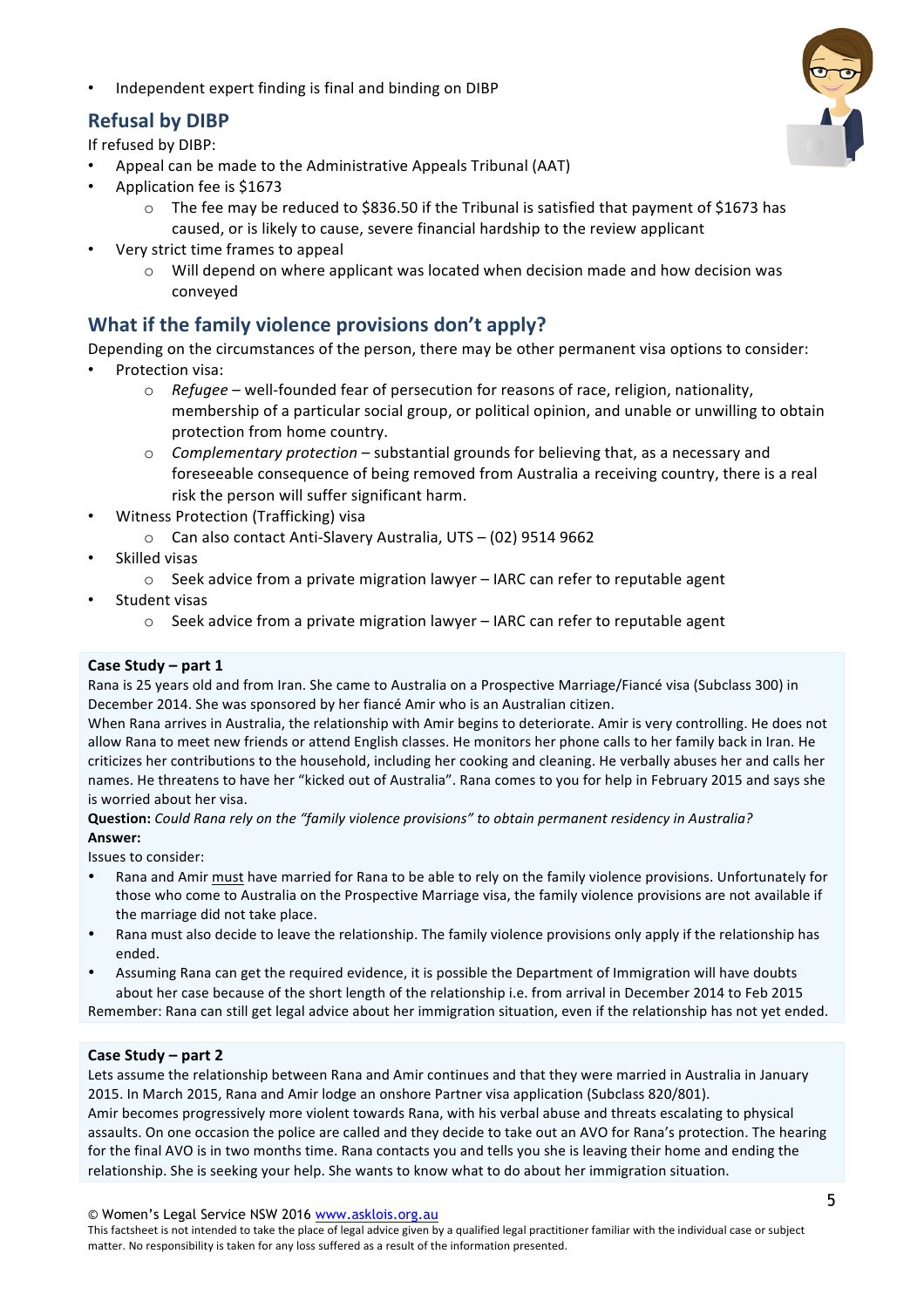- Independent expert finding is final and binding on DIBP

## Refusal by DIBP

If refused by DIBP:

- Appeal can be made to the Administrative Appeals Tribunal (AAT)
- Application fee is $1673
    - The fee may be reduced to $836.50 if the Tribunal is satisfied that payment of $1673 has caused, or is likely to cause, severe financial hardship to the review applicant
- Very strict time frames to appeal
    - Will depend on where applicant was located when decision made and how decision was conveyed

## What if the family violence provisions don't apply?

Depending on the circumstances of the person, there may be other permanent visa options to consider:

- Protection visa:
    - *Refugee* – well-founded fear of persecution for reasons of race, religion, nationality, membership of a particular social group, or political opinion, and unable or unwilling to obtain protection from home country.
    - *Complementary protection* – substantial grounds for believing that, as a necessary and foreseeable consequence of being removed from Australia a receiving country, there is a real risk the person will suffer significant harm.
- Witness Protection (Trafficking) visa
    - Can also contact Anti-Slavery Australia, UTS – (02) 9514 9662
- Skilled visas
    - Seek advice from a private migration lawyer – IARC can refer to reputable agent
- Student visas
    - Seek advice from a private migration lawyer – IARC can refer to reputable agent

**Case Study – part 1**

Rana is 25 years old and from Iran. She came to Australia on a Prospective Marriage/Fiancé visa (Subclass 300) in December 2014. She was sponsored by her fiancé Amir who is an Australian citizen.

When Rana arrives in Australia, the relationship with Amir begins to deteriorate. Amir is very controlling. He does not allow Rana to meet new friends or attend English classes. He monitors her phone calls to her family back in Iran. He criticizes her contributions to the household, including her cooking and cleaning. He verbally abuses her and calls her names. He threatens to have her "kicked out of Australia". Rana comes to you for help in February 2015 and says she is worried about her visa.

**Question:** *Could Rana rely on the "family violence provisions" to obtain permanent residency in Australia?*

**Answer:**

Issues to consider:

- Rana and Amir must have married for Rana to be able to rely on the family violence provisions. Unfortunately for those who come to Australia on the Prospective Marriage visa, the family violence provisions are not available if the marriage did not take place.
- Rana must also decide to leave the relationship. The family violence provisions only apply if the relationship has ended.
- Assuming Rana can get the required evidence, it is possible the Department of Immigration will have doubts about her case because of the short length of the relationship i.e. from arrival in December 2014 to Feb 2015

Remember: Rana can still get legal advice about her immigration situation, even if the relationship has not yet ended.

**Case Study – part 2**

Lets assume the relationship between Rana and Amir continues and that they were married in Australia in January 2015. In March 2015, Rana and Amir lodge an onshore Partner visa application (Subclass 820/801).

Amir becomes progressively more violent towards Rana, with his verbal abuse and threats escalating to physical assaults. On one occasion the police are called and they decide to take out an AVO for Rana's protection. The hearing for the final AVO is in two months time. Rana contacts you and tells you she is leaving their home and ending the relationship. She is seeking your help. She wants to know what to do about her immigration situation.

© Women's Legal Service NSW 2016 www.asklois.org.au

This factsheet is not intended to take the place of legal advice given by a qualified legal practitioner familiar with the individual case or subject matter. No responsibility is taken for any loss suffered as a result of the information presented.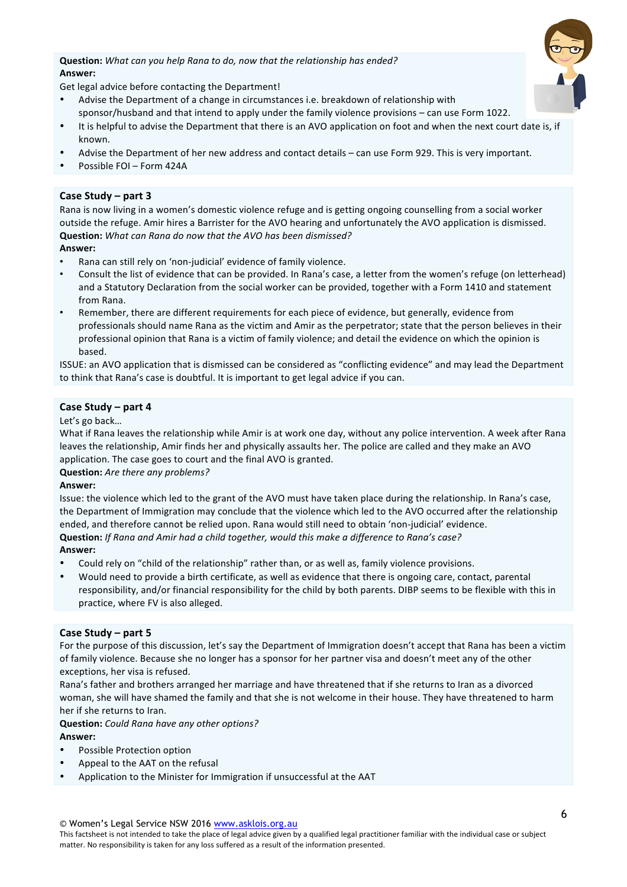**Question:** *What can you help Rana to do, now that the relationship has ended?*
**Answer:**
Get legal advice before contacting the Department!

- Advise the Department of a change in circumstances i.e. breakdown of relationship with sponsor/husband and that intend to apply under the family violence provisions – can use Form 1022.
- It is helpful to advise the Department that there is an AVO application on foot and when the next court date is, if known.
- Advise the Department of her new address and contact details – can use Form 929. This is very important.
- Possible FOI – Form 424A

## Case Study – part 3

Rana is now living in a women's domestic violence refuge and is getting ongoing counselling from a social worker outside the refuge. Amir hires a Barrister for the AVO hearing and unfortunately the AVO application is dismissed.
**Question:** *What can Rana do now that the AVO has been dismissed?*
**Answer:**

- Rana can still rely on 'non-judicial' evidence of family violence.
- Consult the list of evidence that can be provided. In Rana's case, a letter from the women's refuge (on letterhead) and a Statutory Declaration from the social worker can be provided, together with a Form 1410 and statement from Rana.
- Remember, there are different requirements for each piece of evidence, but generally, evidence from professionals should name Rana as the victim and Amir as the perpetrator; state that the person believes in their professional opinion that Rana is a victim of family violence; and detail the evidence on which the opinion is based.

ISSUE: an AVO application that is dismissed can be considered as "conflicting evidence" and may lead the Department to think that Rana's case is doubtful. It is important to get legal advice if you can.

## Case Study – part 4

Let's go back…
What if Rana leaves the relationship while Amir is at work one day, without any police intervention. A week after Rana leaves the relationship, Amir finds her and physically assaults her. The police are called and they make an AVO application. The case goes to court and the final AVO is granted.
**Question:** *Are there any problems?*
**Answer:**
Issue: the violence which led to the grant of the AVO must have taken place during the relationship. In Rana's case, the Department of Immigration may conclude that the violence which led to the AVO occurred after the relationship ended, and therefore cannot be relied upon. Rana would still need to obtain 'non-judicial' evidence.
**Question:** *If Rana and Amir had a child together, would this make a difference to Rana's case?*
**Answer:**

- Could rely on "child of the relationship" rather than, or as well as, family violence provisions.
- Would need to provide a birth certificate, as well as evidence that there is ongoing care, contact, parental responsibility, and/or financial responsibility for the child by both parents. DIBP seems to be flexible with this in practice, where FV is also alleged.

## Case Study – part 5

For the purpose of this discussion, let's say the Department of Immigration doesn't accept that Rana has been a victim of family violence. Because she no longer has a sponsor for her partner visa and doesn't meet any of the other exceptions, her visa is refused.
Rana's father and brothers arranged her marriage and have threatened that if she returns to Iran as a divorced woman, she will have shamed the family and that she is not welcome in their house. They have threatened to harm her if she returns to Iran.
**Question:** *Could Rana have any other options?*
**Answer:**

- Possible Protection option
- Appeal to the AAT on the refusal
- Application to the Minister for Immigration if unsuccessful at the AAT

© Women's Legal Service NSW 2016 www.asklois.org.au
This factsheet is not intended to take the place of legal advice given by a qualified legal practitioner familiar with the individual case or subject matter. No responsibility is taken for any loss suffered as a result of the information presented.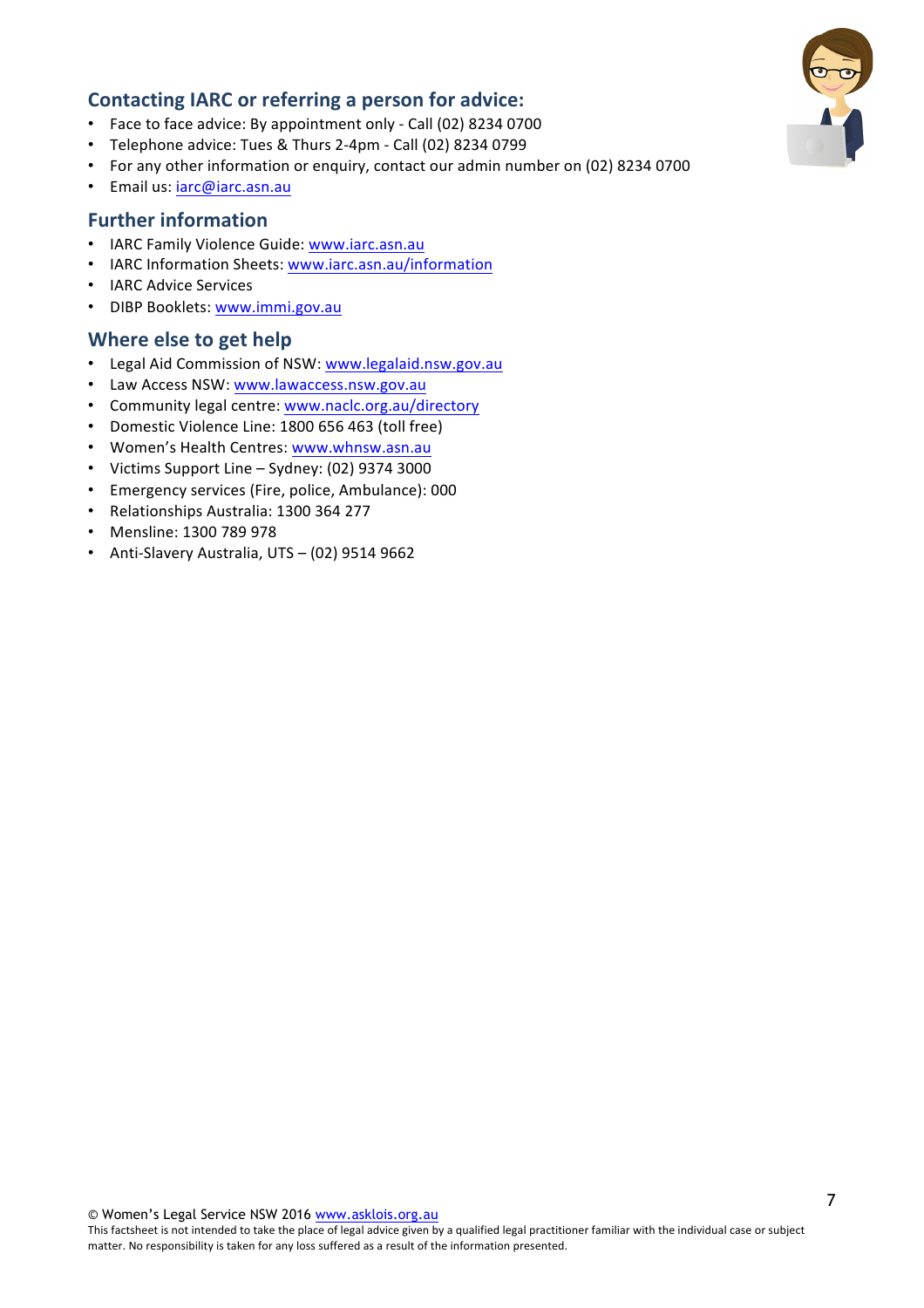## Contacting IARC or referring a person for advice:

- Face to face advice: By appointment only - Call (02) 8234 0700
- Telephone advice: Tues & Thurs 2-4pm - Call (02) 8234 0799
- For any other information or enquiry, contact our admin number on (02) 8234 0700
- Email us: iarc@iarc.asn.au

## Further information

- IARC Family Violence Guide: www.iarc.asn.au
- IARC Information Sheets: www.iarc.asn.au/information
- IARC Advice Services
- DIBP Booklets: www.immi.gov.au

## Where else to get help

- Legal Aid Commission of NSW: www.legalaid.nsw.gov.au
- Law Access NSW: www.lawaccess.nsw.gov.au
- Community legal centre: www.naclc.org.au/directory
- Domestic Violence Line: 1800 656 463 (toll free)
- Women's Health Centres: www.whnsw.asn.au
- Victims Support Line – Sydney: (02) 9374 3000
- Emergency services (Fire, police, Ambulance): 000
- Relationships Australia: 1300 364 277
- Mensline: 1300 789 978
- Anti-Slavery Australia, UTS – (02) 9514 9662

© Women's Legal Service NSW 2016 www.asklois.org.au

This factsheet is not intended to take the place of legal advice given by a qualified legal practitioner familiar with the individual case or subject matter. No responsibility is taken for any loss suffered as a result of the information presented.